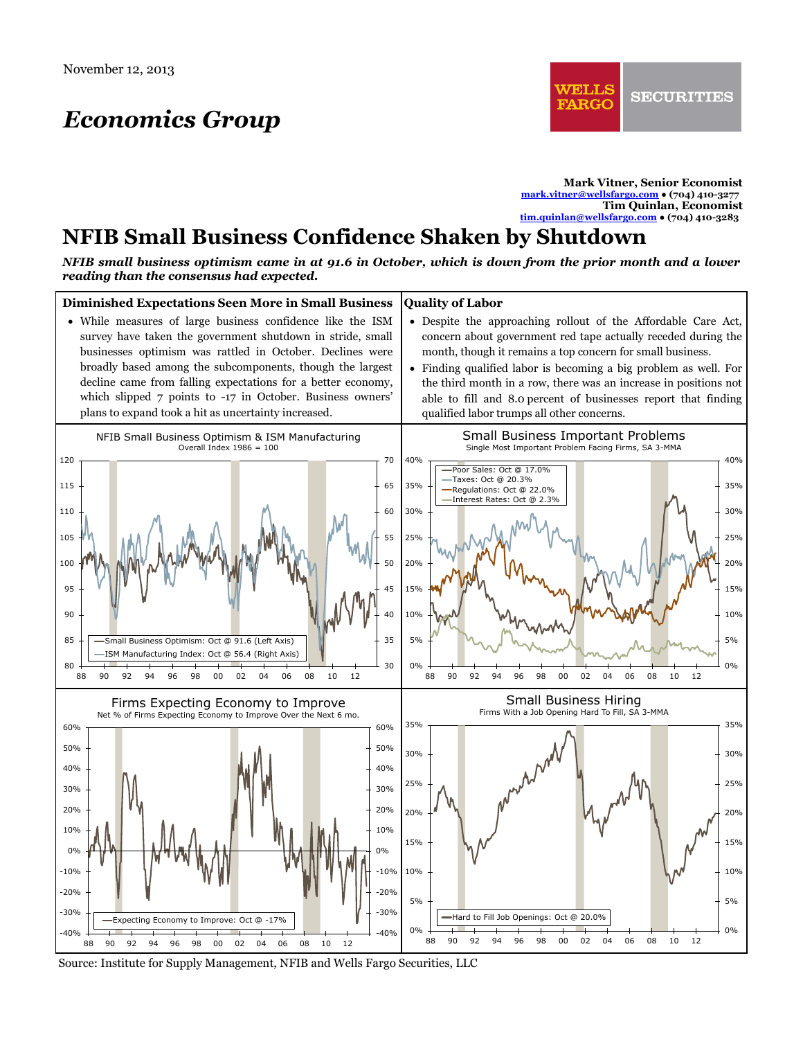November 12, 2013

# Economics Group

**Mark Vitner, Senior Economist**
mark.vitner@wellsfargo.com • (704) 410-3277
**Tim Quinlan, Economist**
tim.quinlan@wellsfargo.com • (704) 410-3283

# NFIB Small Business Confidence Shaken by Shutdown

***NFIB small business optimism came in at 91.6 in October, which is down from the prior month and a lower reading than the consensus had expected.***

## Diminished Expectations Seen More in Small Business

- While measures of large business confidence like the ISM survey have taken the government shutdown in stride, small businesses optimism was rattled in October. Declines were broadly based among the subcomponents, though the largest decline came from falling expectations for a better economy, which slipped 7 points to -17 in October. Business owners' plans to expand took a hit as uncertainty increased.

## Quality of Labor

- Despite the approaching rollout of the Affordable Care Act, concern about government red tape actually receded during the month, though it remains a top concern for small business.
- Finding qualified labor is becoming a big problem as well. For the third month in a row, there was an increase in positions not able to fill and 8.0 percent of businesses report that finding qualified labor trumps all other concerns.

**NFIB Small Business Optimism & ISM Manufacturing**
Overall Index 1986 = 100

- Small Business Optimism: Oct @ 91.6 (Left Axis)
- ISM Manufacturing Index: Oct @ 56.4 (Right Axis)

**Small Business Important Problems**
Single Most Important Problem Facing Firms, SA 3-MMA

- Poor Sales: Oct @ 17.0%
- Taxes: Oct @ 20.3%
- Regulations: Oct @ 22.0%
- Interest Rates: Oct @ 2.3%

**Firms Expecting Economy to Improve**
Net % of Firms Expecting Economy to Improve Over the Next 6 mo.

- Expecting Economy to Improve: Oct @ -17%

**Small Business Hiring**
Firms With a Job Opening Hard To Fill, SA 3-MMA

- Hard to Fill Job Openings: Oct @ 20.0%

Source: Institute for Supply Management, NFIB and Wells Fargo Securities, LLC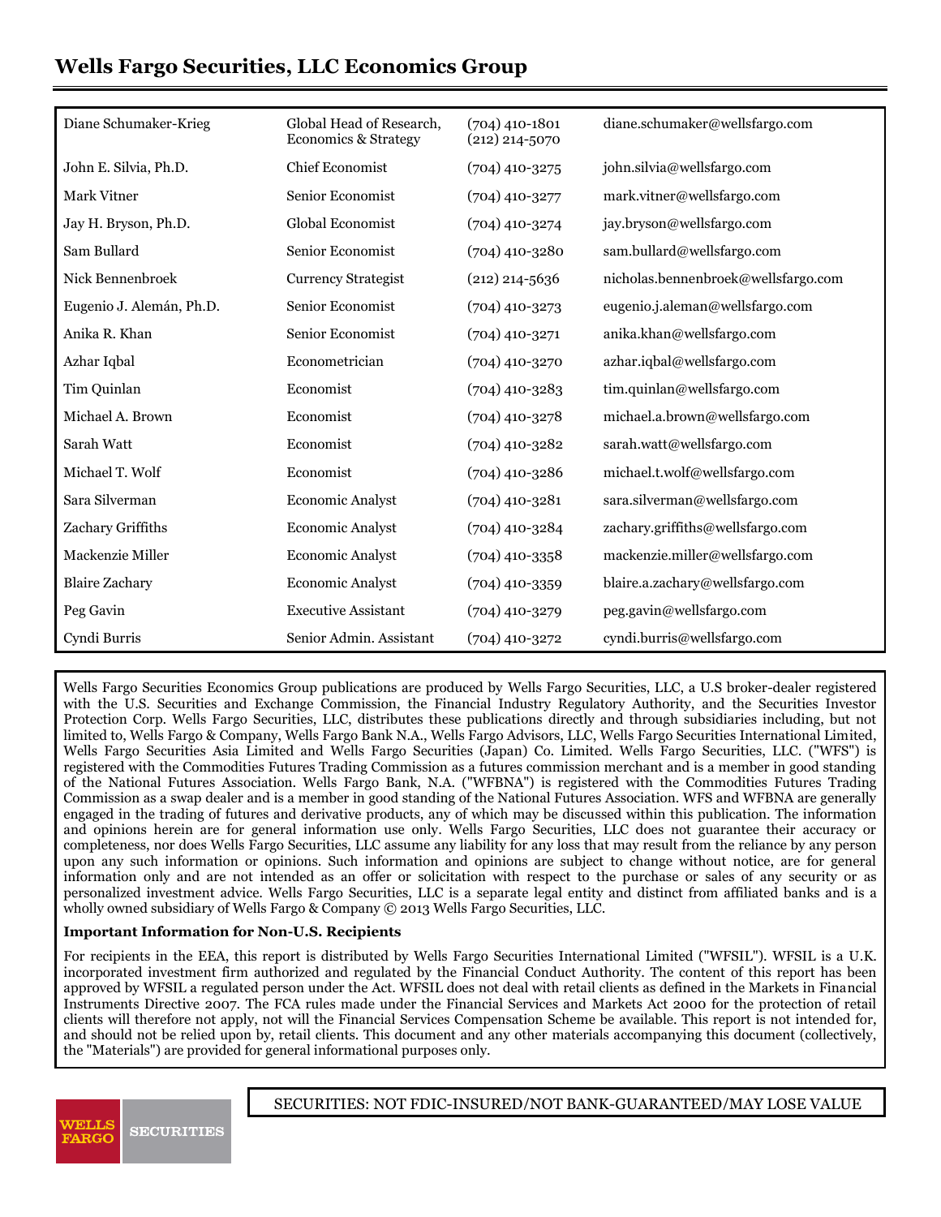## Wells Fargo Securities, LLC Economics Group

| | | | |
|---|---|---|---|
| Diane Schumaker-Krieg | Global Head of Research, Economics & Strategy | (704) 410-1801 (212) 214-5070 | diane.schumaker@wellsfargo.com |
| John E. Silvia, Ph.D. | Chief Economist | (704) 410-3275 | john.silvia@wellsfargo.com |
| Mark Vitner | Senior Economist | (704) 410-3277 | mark.vitner@wellsfargo.com |
| Jay H. Bryson, Ph.D. | Global Economist | (704) 410-3274 | jay.bryson@wellsfargo.com |
| Sam Bullard | Senior Economist | (704) 410-3280 | sam.bullard@wellsfargo.com |
| Nick Bennenbroek | Currency Strategist | (212) 214-5636 | nicholas.bennenbroek@wellsfargo.com |
| Eugenio J. Alemán, Ph.D. | Senior Economist | (704) 410-3273 | eugenio.j.aleman@wellsfargo.com |
| Anika R. Khan | Senior Economist | (704) 410-3271 | anika.khan@wellsfargo.com |
| Azhar Iqbal | Econometrician | (704) 410-3270 | azhar.iqbal@wellsfargo.com |
| Tim Quinlan | Economist | (704) 410-3283 | tim.quinlan@wellsfargo.com |
| Michael A. Brown | Economist | (704) 410-3278 | michael.a.brown@wellsfargo.com |
| Sarah Watt | Economist | (704) 410-3282 | sarah.watt@wellsfargo.com |
| Michael T. Wolf | Economist | (704) 410-3286 | michael.t.wolf@wellsfargo.com |
| Sara Silverman | Economic Analyst | (704) 410-3281 | sara.silverman@wellsfargo.com |
| Zachary Griffiths | Economic Analyst | (704) 410-3284 | zachary.griffiths@wellsfargo.com |
| Mackenzie Miller | Economic Analyst | (704) 410-3358 | mackenzie.miller@wellsfargo.com |
| Blaire Zachary | Economic Analyst | (704) 410-3359 | blaire.a.zachary@wellsfargo.com |
| Peg Gavin | Executive Assistant | (704) 410-3279 | peg.gavin@wellsfargo.com |
| Cyndi Burris | Senior Admin. Assistant | (704) 410-3272 | cyndi.burris@wellsfargo.com |

Wells Fargo Securities Economics Group publications are produced by Wells Fargo Securities, LLC, a U.S broker-dealer registered with the U.S. Securities and Exchange Commission, the Financial Industry Regulatory Authority, and the Securities Investor Protection Corp. Wells Fargo Securities, LLC, distributes these publications directly and through subsidiaries including, but not limited to, Wells Fargo & Company, Wells Fargo Bank N.A., Wells Fargo Advisors, LLC, Wells Fargo Securities International Limited, Wells Fargo Securities Asia Limited and Wells Fargo Securities (Japan) Co. Limited. Wells Fargo Securities, LLC. ("WFS") is registered with the Commodities Futures Trading Commission as a futures commission merchant and is a member in good standing of the National Futures Association. Wells Fargo Bank, N.A. ("WFBNA") is registered with the Commodities Futures Trading Commission as a swap dealer and is a member in good standing of the National Futures Association. WFS and WFBNA are generally engaged in the trading of futures and derivative products, any of which may be discussed within this publication. The information and opinions herein are for general information use only. Wells Fargo Securities, LLC does not guarantee their accuracy or completeness, nor does Wells Fargo Securities, LLC assume any liability for any loss that may result from the reliance by any person upon any such information or opinions. Such information and opinions are subject to change without notice, are for general information only and are not intended as an offer or solicitation with respect to the purchase or sales of any security or as personalized investment advice. Wells Fargo Securities, LLC is a separate legal entity and distinct from affiliated banks and is a wholly owned subsidiary of Wells Fargo & Company © 2013 Wells Fargo Securities, LLC.

**Important Information for Non-U.S. Recipients**

For recipients in the EEA, this report is distributed by Wells Fargo Securities International Limited ("WFSIL"). WFSIL is a U.K. incorporated investment firm authorized and regulated by the Financial Conduct Authority. The content of this report has been approved by WFSIL a regulated person under the Act. WFSIL does not deal with retail clients as defined in the Markets in Financial Instruments Directive 2007. The FCA rules made under the Financial Services and Markets Act 2000 for the protection of retail clients will therefore not apply, not will the Financial Services Compensation Scheme be available. This report is not intended for, and should not be relied upon by, retail clients. This document and any other materials accompanying this document (collectively, the "Materials") are provided for general informational purposes only.

WELLS FARGO SECURITIES

SECURITIES: NOT FDIC-INSURED/NOT BANK-GUARANTEED/MAY LOSE VALUE